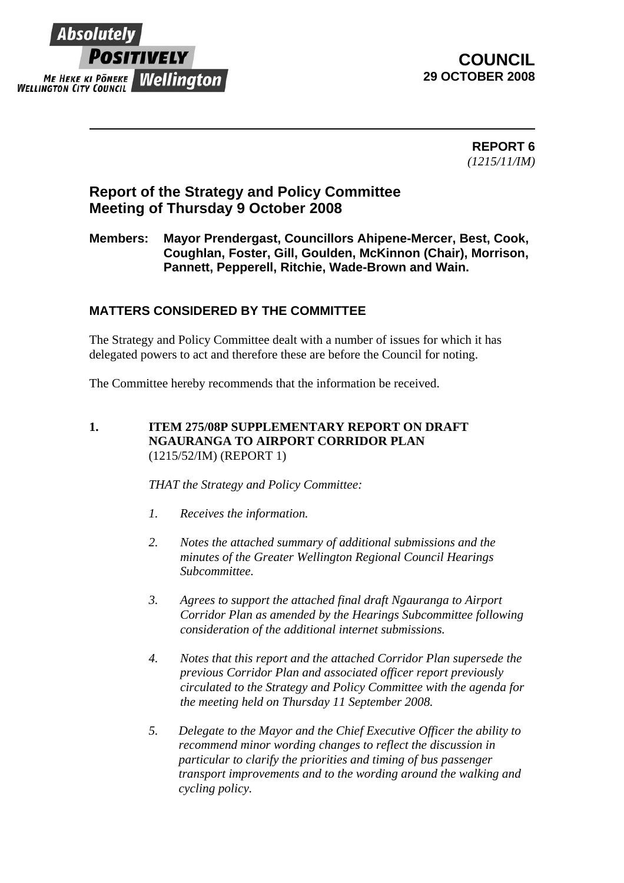Absolutely POSITIVELY Wellington

ME HEKE KI PŌNEKE WELLINGTON CITY COUNCIL

**COUNCIL**
**29 OCTOBER 2008**

---

**REPORT 6**
*(1215/11/IM)*

## Report of the Strategy and Policy Committee Meeting of Thursday 9 October 2008

**Members: Mayor Prendergast, Councillors Ahipene-Mercer, Best, Cook, Coughlan, Foster, Gill, Goulden, McKinnon (Chair), Morrison, Pannett, Pepperell, Ritchie, Wade-Brown and Wain.**

### MATTERS CONSIDERED BY THE COMMITTEE

The Strategy and Policy Committee dealt with a number of issues for which it has delegated powers to act and therefore these are before the Council for noting.

The Committee hereby recommends that the information be received.

**1. ITEM 275/08P SUPPLEMENTARY REPORT ON DRAFT NGAURANGA TO AIRPORT CORRIDOR PLAN**
(1215/52/IM) (REPORT 1)

*THAT the Strategy and Policy Committee:*

1. *Receives the information.*

2. *Notes the attached summary of additional submissions and the minutes of the Greater Wellington Regional Council Hearings Subcommittee.*

3. *Agrees to support the attached final draft Ngauranga to Airport Corridor Plan as amended by the Hearings Subcommittee following consideration of the additional internet submissions.*

4. *Notes that this report and the attached Corridor Plan supersede the previous Corridor Plan and associated officer report previously circulated to the Strategy and Policy Committee with the agenda for the meeting held on Thursday 11 September 2008.*

5. *Delegate to the Mayor and the Chief Executive Officer the ability to recommend minor wording changes to reflect the discussion in particular to clarify the priorities and timing of bus passenger transport improvements and to the wording around the walking and cycling policy.*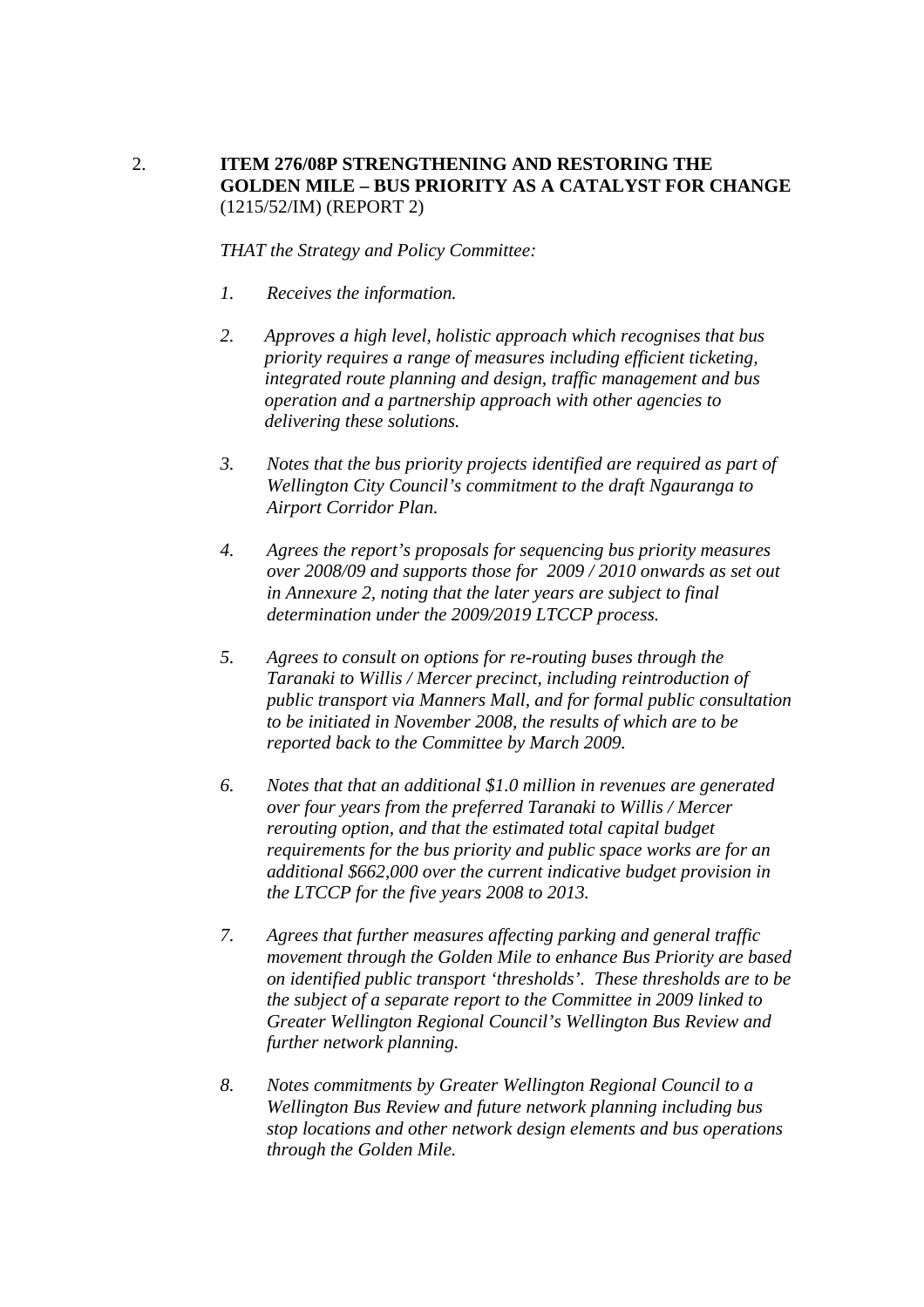2. **ITEM 276/08P STRENGTHENING AND RESTORING THE GOLDEN MILE – BUS PRIORITY AS A CATALYST FOR CHANGE** (1215/52/IM) (REPORT 2)

*THAT the Strategy and Policy Committee:*

1. *Receives the information.*

2. *Approves a high level, holistic approach which recognises that bus priority requires a range of measures including efficient ticketing, integrated route planning and design, traffic management and bus operation and a partnership approach with other agencies to delivering these solutions.*

3. *Notes that the bus priority projects identified are required as part of Wellington City Council's commitment to the draft Ngauranga to Airport Corridor Plan.*

4. *Agrees the report's proposals for sequencing bus priority measures over 2008/09 and supports those for 2009 / 2010 onwards as set out in Annexure 2, noting that the later years are subject to final determination under the 2009/2019 LTCCP process.*

5. *Agrees to consult on options for re-routing buses through the Taranaki to Willis / Mercer precinct, including reintroduction of public transport via Manners Mall, and for formal public consultation to be initiated in November 2008, the results of which are to be reported back to the Committee by March 2009.*

6. *Notes that that an additional $1.0 million in revenues are generated over four years from the preferred Taranaki to Willis / Mercer rerouting option, and that the estimated total capital budget requirements for the bus priority and public space works are for an additional $662,000 over the current indicative budget provision in the LTCCP for the five years 2008 to 2013.*

7. *Agrees that further measures affecting parking and general traffic movement through the Golden Mile to enhance Bus Priority are based on identified public transport 'thresholds'. These thresholds are to be the subject of a separate report to the Committee in 2009 linked to Greater Wellington Regional Council's Wellington Bus Review and further network planning.*

8. *Notes commitments by Greater Wellington Regional Council to a Wellington Bus Review and future network planning including bus stop locations and other network design elements and bus operations through the Golden Mile.*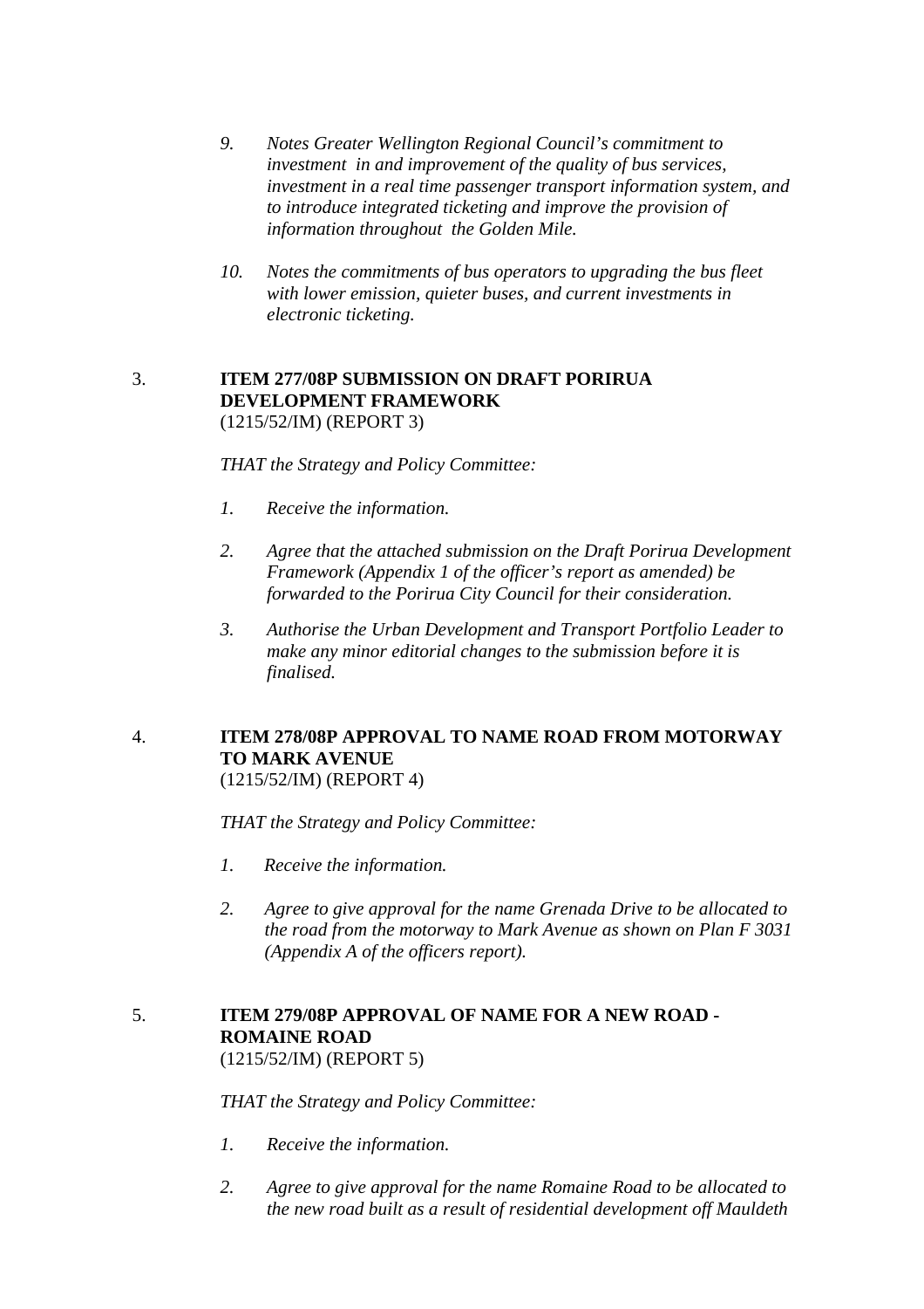9. *Notes Greater Wellington Regional Council's commitment to investment in and improvement of the quality of bus services, investment in a real time passenger transport information system, and to introduce integrated ticketing and improve the provision of information throughout the Golden Mile.*

10. *Notes the commitments of bus operators to upgrading the bus fleet with lower emission, quieter buses, and current investments in electronic ticketing.*

3. **ITEM 277/08P SUBMISSION ON DRAFT PORIRUA DEVELOPMENT FRAMEWORK**
(1215/52/IM) (REPORT 3)

*THAT the Strategy and Policy Committee:*

1. *Receive the information.*

2. *Agree that the attached submission on the Draft Porirua Development Framework (Appendix 1 of the officer's report as amended) be forwarded to the Porirua City Council for their consideration.*

3. *Authorise the Urban Development and Transport Portfolio Leader to make any minor editorial changes to the submission before it is finalised.*

4. **ITEM 278/08P APPROVAL TO NAME ROAD FROM MOTORWAY TO MARK AVENUE**
(1215/52/IM) (REPORT 4)

*THAT the Strategy and Policy Committee:*

1. *Receive the information.*

2. *Agree to give approval for the name Grenada Drive to be allocated to the road from the motorway to Mark Avenue as shown on Plan F 3031 (Appendix A of the officers report).*

5. **ITEM 279/08P APPROVAL OF NAME FOR A NEW ROAD - ROMAINE ROAD**
(1215/52/IM) (REPORT 5)

*THAT the Strategy and Policy Committee:*

1. *Receive the information.*

2. *Agree to give approval for the name Romaine Road to be allocated to the new road built as a result of residential development off Mauldeth*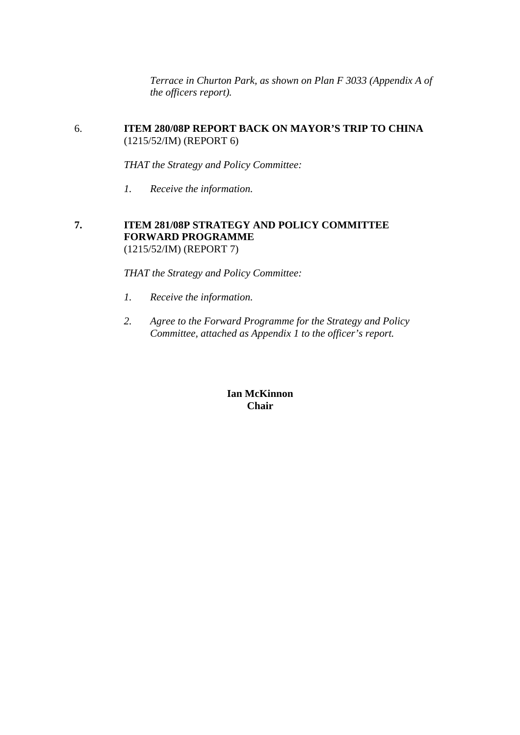*Terrace in Churton Park, as shown on Plan F 3033 (Appendix A of the officers report).*

6. **ITEM 280/08P REPORT BACK ON MAYOR'S TRIP TO CHINA**
(1215/52/IM) (REPORT 6)

*THAT the Strategy and Policy Committee:*

*1. Receive the information.*

**7. ITEM 281/08P STRATEGY AND POLICY COMMITTEE FORWARD PROGRAMME**
(1215/52/IM) (REPORT 7)

*THAT the Strategy and Policy Committee:*

*1. Receive the information.*

*2. Agree to the Forward Programme for the Strategy and Policy Committee, attached as Appendix 1 to the officer's report.*

**Ian McKinnon**
**Chair**